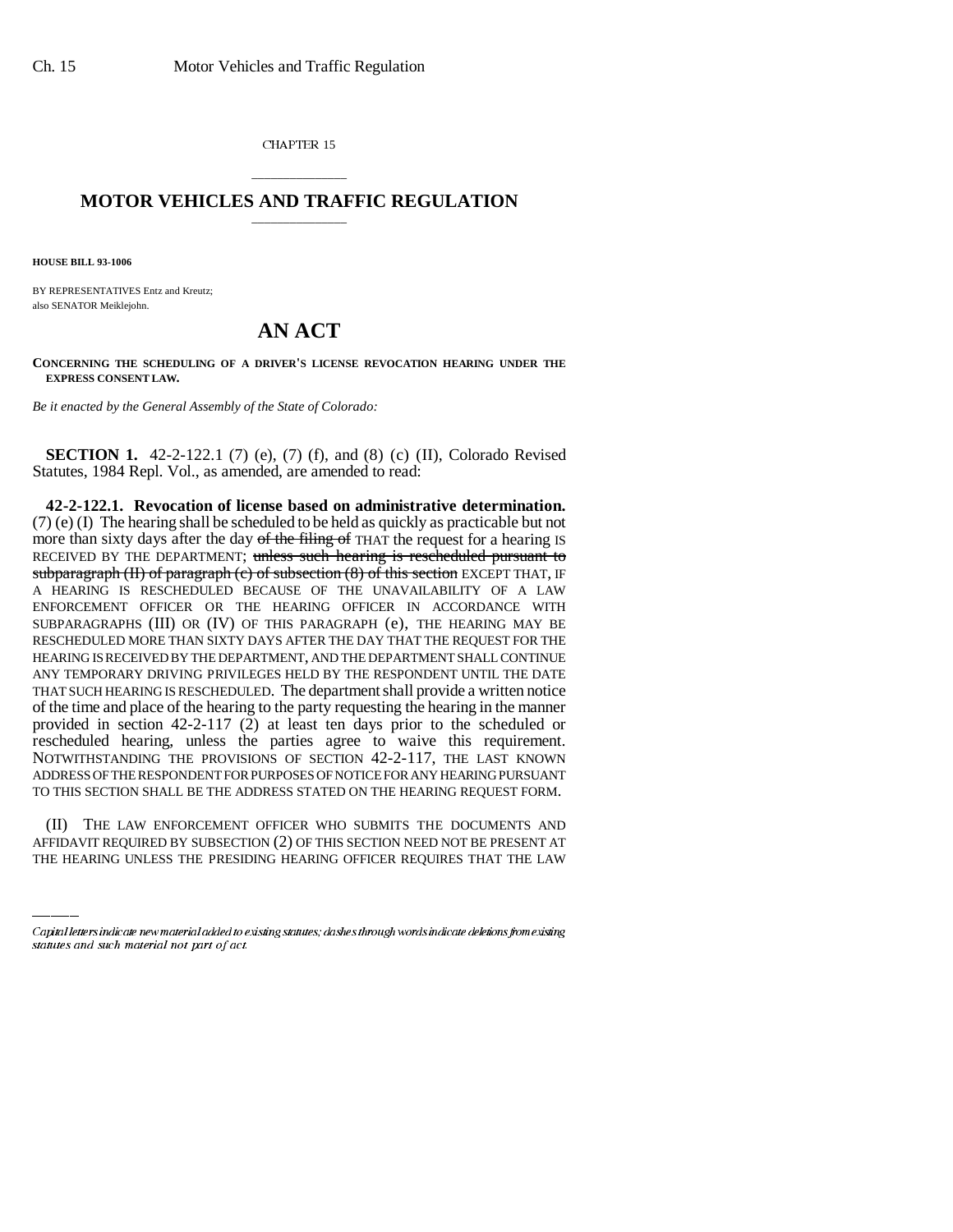CHAPTER 15

# MOTOR VEHICLES AND TRAFFIC REGULATION

**HOUSE BILL 93-1006**

BY REPRESENTATIVES Entz and Kreutz;
also SENATOR Meiklejohn.

## AN ACT

**CONCERNING THE SCHEDULING OF A DRIVER'S LICENSE REVOCATION HEARING UNDER THE EXPRESS CONSENT LAW.**

*Be it enacted by the General Assembly of the State of Colorado:*

**SECTION 1.** 42-2-122.1 (7) (e), (7) (f), and (8) (c) (II), Colorado Revised Statutes, 1984 Repl. Vol., as amended, are amended to read:

**42-2-122.1. Revocation of license based on administrative determination.** (7) (e) (I) The hearing shall be scheduled to be held as quickly as practicable but not more than sixty days after the day ~~of the filing of~~ THAT the request for a hearing IS RECEIVED BY THE DEPARTMENT; ~~unless such hearing is rescheduled pursuant to subparagraph (II) of paragraph (c) of subsection (8) of this section~~ EXCEPT THAT, IF A HEARING IS RESCHEDULED BECAUSE OF THE UNAVAILABILITY OF A LAW ENFORCEMENT OFFICER OR THE HEARING OFFICER IN ACCORDANCE WITH SUBPARAGRAPHS (III) OR (IV) OF THIS PARAGRAPH (e), THE HEARING MAY BE RESCHEDULED MORE THAN SIXTY DAYS AFTER THE DAY THAT THE REQUEST FOR THE HEARING IS RECEIVED BY THE DEPARTMENT, AND THE DEPARTMENT SHALL CONTINUE ANY TEMPORARY DRIVING PRIVILEGES HELD BY THE RESPONDENT UNTIL THE DATE THAT SUCH HEARING IS RESCHEDULED. The department shall provide a written notice of the time and place of the hearing to the party requesting the hearing in the manner provided in section 42-2-117 (2) at least ten days prior to the scheduled or rescheduled hearing, unless the parties agree to waive this requirement. NOTWITHSTANDING THE PROVISIONS OF SECTION 42-2-117, THE LAST KNOWN ADDRESS OF THE RESPONDENT FOR PURPOSES OF NOTICE FOR ANY HEARING PURSUANT TO THIS SECTION SHALL BE THE ADDRESS STATED ON THE HEARING REQUEST FORM.

(II) THE LAW ENFORCEMENT OFFICER WHO SUBMITS THE DOCUMENTS AND AFFIDAVIT REQUIRED BY SUBSECTION (2) OF THIS SECTION NEED NOT BE PRESENT AT THE HEARING UNLESS THE PRESIDING HEARING OFFICER REQUIRES THAT THE LAW

---

*Capital letters indicate new material added to existing statutes; dashes through words indicate deletions from existing statutes and such material not part of act.*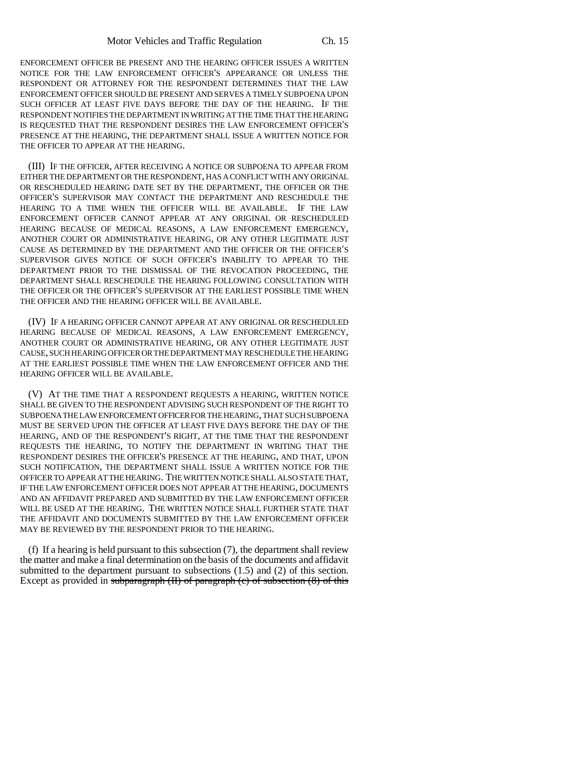ENFORCEMENT OFFICER BE PRESENT AND THE HEARING OFFICER ISSUES A WRITTEN NOTICE FOR THE LAW ENFORCEMENT OFFICER'S APPEARANCE OR UNLESS THE RESPONDENT OR ATTORNEY FOR THE RESPONDENT DETERMINES THAT THE LAW ENFORCEMENT OFFICER SHOULD BE PRESENT AND SERVES A TIMELY SUBPOENA UPON SUCH OFFICER AT LEAST FIVE DAYS BEFORE THE DAY OF THE HEARING. IF THE RESPONDENT NOTIFIES THE DEPARTMENT IN WRITING AT THE TIME THAT THE HEARING IS REQUESTED THAT THE RESPONDENT DESIRES THE LAW ENFORCEMENT OFFICER'S PRESENCE AT THE HEARING, THE DEPARTMENT SHALL ISSUE A WRITTEN NOTICE FOR THE OFFICER TO APPEAR AT THE HEARING.

(III) IF THE OFFICER, AFTER RECEIVING A NOTICE OR SUBPOENA TO APPEAR FROM EITHER THE DEPARTMENT OR THE RESPONDENT, HAS A CONFLICT WITH ANY ORIGINAL OR RESCHEDULED HEARING DATE SET BY THE DEPARTMENT, THE OFFICER OR THE OFFICER'S SUPERVISOR MAY CONTACT THE DEPARTMENT AND RESCHEDULE THE HEARING TO A TIME WHEN THE OFFICER WILL BE AVAILABLE. IF THE LAW ENFORCEMENT OFFICER CANNOT APPEAR AT ANY ORIGINAL OR RESCHEDULED HEARING BECAUSE OF MEDICAL REASONS, A LAW ENFORCEMENT EMERGENCY, ANOTHER COURT OR ADMINISTRATIVE HEARING, OR ANY OTHER LEGITIMATE JUST CAUSE AS DETERMINED BY THE DEPARTMENT AND THE OFFICER OR THE OFFICER'S SUPERVISOR GIVES NOTICE OF SUCH OFFICER'S INABILITY TO APPEAR TO THE DEPARTMENT PRIOR TO THE DISMISSAL OF THE REVOCATION PROCEEDING, THE DEPARTMENT SHALL RESCHEDULE THE HEARING FOLLOWING CONSULTATION WITH THE OFFICER OR THE OFFICER'S SUPERVISOR AT THE EARLIEST POSSIBLE TIME WHEN THE OFFICER AND THE HEARING OFFICER WILL BE AVAILABLE.

(IV) IF A HEARING OFFICER CANNOT APPEAR AT ANY ORIGINAL OR RESCHEDULED HEARING BECAUSE OF MEDICAL REASONS, A LAW ENFORCEMENT EMERGENCY, ANOTHER COURT OR ADMINISTRATIVE HEARING, OR ANY OTHER LEGITIMATE JUST CAUSE, SUCH HEARING OFFICER OR THE DEPARTMENT MAY RESCHEDULE THE HEARING AT THE EARLIEST POSSIBLE TIME WHEN THE LAW ENFORCEMENT OFFICER AND THE HEARING OFFICER WILL BE AVAILABLE.

(V) AT THE TIME THAT A RESPONDENT REQUESTS A HEARING, WRITTEN NOTICE SHALL BE GIVEN TO THE RESPONDENT ADVISING SUCH RESPONDENT OF THE RIGHT TO SUBPOENA THE LAW ENFORCEMENT OFFICER FOR THE HEARING, THAT SUCH SUBPOENA MUST BE SERVED UPON THE OFFICER AT LEAST FIVE DAYS BEFORE THE DAY OF THE HEARING, AND OF THE RESPONDENT'S RIGHT, AT THE TIME THAT THE RESPONDENT REQUESTS THE HEARING, TO NOTIFY THE DEPARTMENT IN WRITING THAT THE RESPONDENT DESIRES THE OFFICER'S PRESENCE AT THE HEARING, AND THAT, UPON SUCH NOTIFICATION, THE DEPARTMENT SHALL ISSUE A WRITTEN NOTICE FOR THE OFFICER TO APPEAR AT THE HEARING. THE WRITTEN NOTICE SHALL ALSO STATE THAT, IF THE LAW ENFORCEMENT OFFICER DOES NOT APPEAR AT THE HEARING, DOCUMENTS AND AN AFFIDAVIT PREPARED AND SUBMITTED BY THE LAW ENFORCEMENT OFFICER WILL BE USED AT THE HEARING. THE WRITTEN NOTICE SHALL FURTHER STATE THAT THE AFFIDAVIT AND DOCUMENTS SUBMITTED BY THE LAW ENFORCEMENT OFFICER MAY BE REVIEWED BY THE RESPONDENT PRIOR TO THE HEARING.

(f) If a hearing is held pursuant to this subsection (7), the department shall review the matter and make a final determination on the basis of the documents and affidavit submitted to the department pursuant to subsections (1.5) and (2) of this section. Except as provided in ~~subparagraph (II) of paragraph (c) of subsection (8) of this~~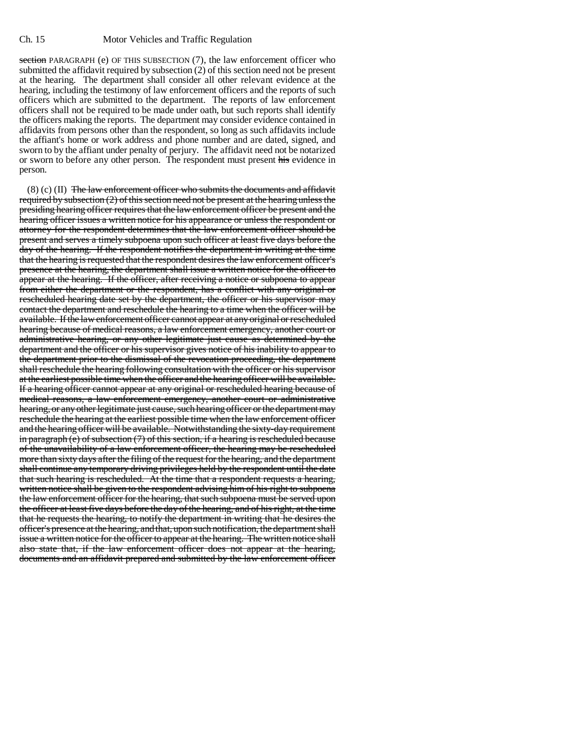~~section~~ PARAGRAPH (e) OF THIS SUBSECTION (7), the law enforcement officer who submitted the affidavit required by subsection (2) of this section need not be present at the hearing. The department shall consider all other relevant evidence at the hearing, including the testimony of law enforcement officers and the reports of such officers which are submitted to the department. The reports of law enforcement officers shall not be required to be made under oath, but such reports shall identify the officers making the reports. The department may consider evidence contained in affidavits from persons other than the respondent, so long as such affidavits include the affiant's home or work address and phone number and are dated, signed, and sworn to by the affiant under penalty of perjury. The affidavit need not be notarized or sworn to before any other person. The respondent must present ~~his~~ evidence in person.

(8) (c) (II) ~~The law enforcement officer who submits the documents and affidavit required by subsection (2) of this section need not be present at the hearing unless the presiding hearing officer requires that the law enforcement officer be present and the hearing officer issues a written notice for his appearance or unless the respondent or attorney for the respondent determines that the law enforcement officer should be present and serves a timely subpoena upon such officer at least five days before the day of the hearing. If the respondent notifies the department in writing at the time that the hearing is requested that the respondent desires the law enforcement officer's presence at the hearing, the department shall issue a written notice for the officer to appear at the hearing. If the officer, after receiving a notice or subpoena to appear from either the department or the respondent, has a conflict with any original or rescheduled hearing date set by the department, the officer or his supervisor may contact the department and reschedule the hearing to a time when the officer will be available. If the law enforcement officer cannot appear at any original or rescheduled hearing because of medical reasons, a law enforcement emergency, another court or administrative hearing, or any other legitimate just cause as determined by the department and the officer or his supervisor gives notice of his inability to appear to the department prior to the dismissal of the revocation proceeding, the department shall reschedule the hearing following consultation with the officer or his supervisor at the earliest possible time when the officer and the hearing officer will be available. If a hearing officer cannot appear at any original or rescheduled hearing because of medical reasons, a law enforcement emergency, another court or administrative hearing, or any other legitimate just cause, such hearing officer or the department may reschedule the hearing at the earliest possible time when the law enforcement officer and the hearing officer will be available. Notwithstanding the sixty-day requirement in paragraph (e) of subsection (7) of this section, if a hearing is rescheduled because of the unavailability of a law enforcement officer, the hearing may be rescheduled more than sixty days after the filing of the request for the hearing, and the department shall continue any temporary driving privileges held by the respondent until the date that such hearing is rescheduled. At the time that a respondent requests a hearing, written notice shall be given to the respondent advising him of his right to subpoena the law enforcement officer for the hearing, that such subpoena must be served upon the officer at least five days before the day of the hearing, and of his right, at the time that he requests the hearing, to notify the department in writing that he desires the officer's presence at the hearing, and that, upon such notification, the department shall issue a written notice for the officer to appear at the hearing. The written notice shall also state that, if the law enforcement officer does not appear at the hearing, documents and an affidavit prepared and submitted by the law enforcement officer~~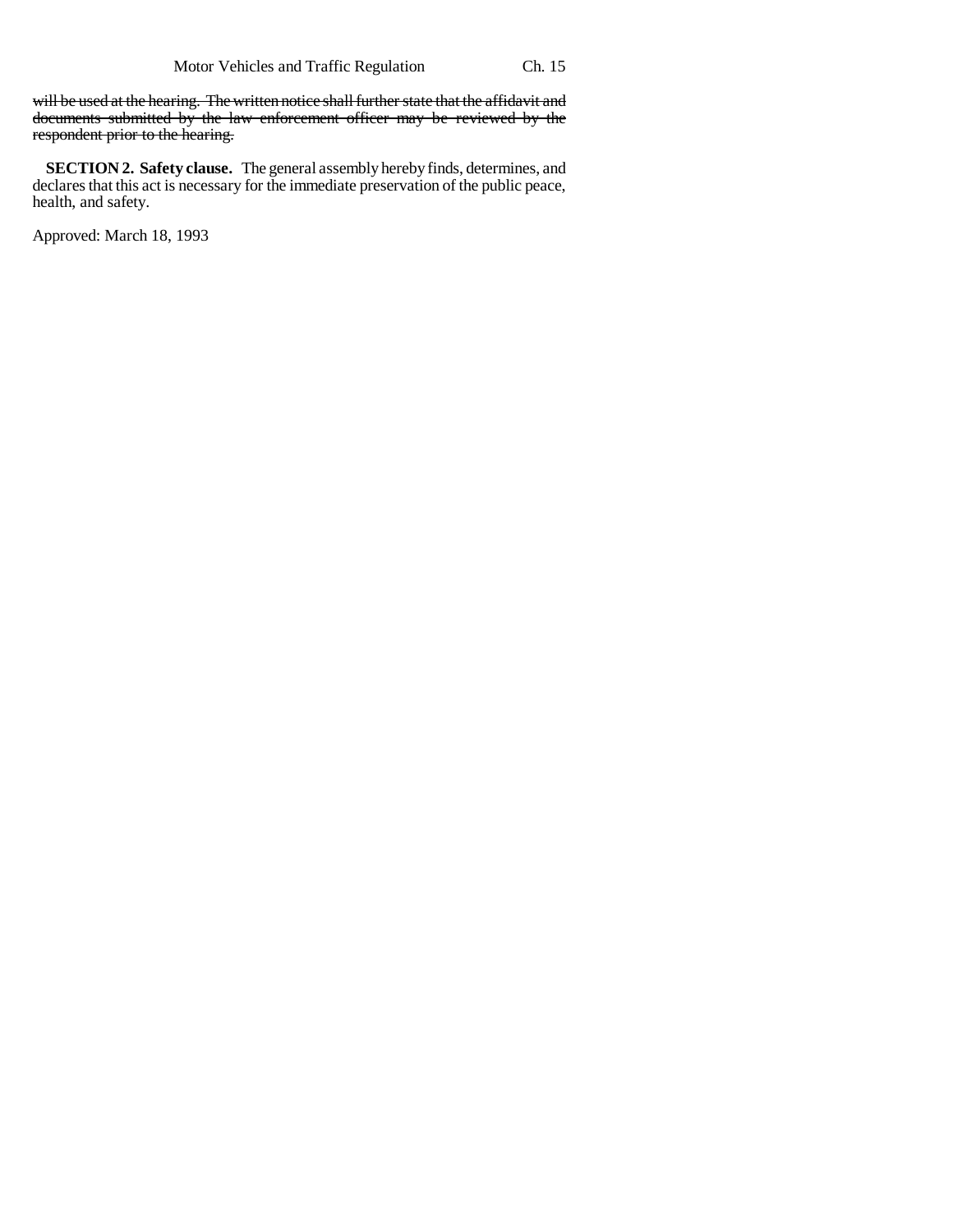~~will be used at the hearing. The written notice shall further state that the affidavit and documents submitted by the law enforcement officer may be reviewed by the respondent prior to the hearing.~~

**SECTION 2. Safety clause.** The general assembly hereby finds, determines, and declares that this act is necessary for the immediate preservation of the public peace, health, and safety.

Approved: March 18, 1993